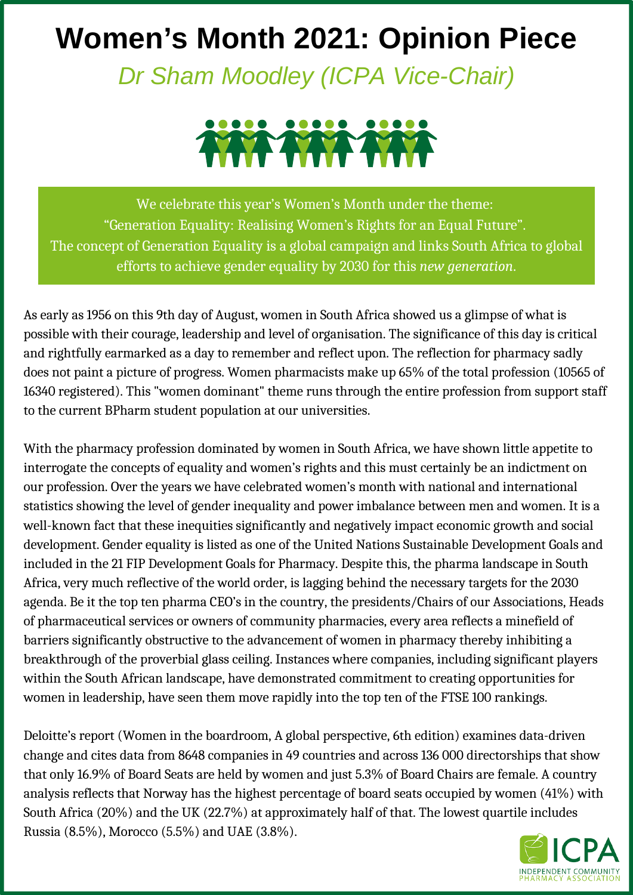# Women's Month 2021: Opinion Piece

*Dr Sham Moodley (ICPA Vice-Chair)*

> We celebrate this year's Women's Month under the theme:
> "Generation Equality: Realising Women's Rights for an Equal Future".
> The concept of Generation Equality is a global campaign and links South Africa to global efforts to achieve gender equality by 2030 for this *new generation*.

As early as 1956 on this 9th day of August, women in South Africa showed us a glimpse of what is possible with their courage, leadership and level of organisation. The significance of this day is critical and rightfully earmarked as a day to remember and reflect upon. The reflection for pharmacy sadly does not paint a picture of progress. Women pharmacists make up 65% of the total profession (10565 of 16340 registered). This "women dominant" theme runs through the entire profession from support staff to the current BPharm student population at our universities.

With the pharmacy profession dominated by women in South Africa, we have shown little appetite to interrogate the concepts of equality and women's rights and this must certainly be an indictment on our profession. Over the years we have celebrated women's month with national and international statistics showing the level of gender inequality and power imbalance between men and women. It is a well-known fact that these inequities significantly and negatively impact economic growth and social development. Gender equality is listed as one of the United Nations Sustainable Development Goals and included in the 21 FIP Development Goals for Pharmacy. Despite this, the pharma landscape in South Africa, very much reflective of the world order, is lagging behind the necessary targets for the 2030 agenda. Be it the top ten pharma CEO's in the country, the presidents/Chairs of our Associations, Heads of pharmaceutical services or owners of community pharmacies, every area reflects a minefield of barriers significantly obstructive to the advancement of women in pharmacy thereby inhibiting a breakthrough of the proverbial glass ceiling. Instances where companies, including significant players within the South African landscape, have demonstrated commitment to creating opportunities for women in leadership, have seen them move rapidly into the top ten of the FTSE 100 rankings.

Deloitte's report (Women in the boardroom, A global perspective, 6th edition) examines data-driven change and cites data from 8648 companies in 49 countries and across 136 000 directorships that show that only 16.9% of Board Seats are held by women and just 5.3% of Board Chairs are female. A country analysis reflects that Norway has the highest percentage of board seats occupied by women (41%) with South Africa (20%) and the UK (22.7%) at approximately half of that. The lowest quartile includes Russia (8.5%), Morocco (5.5%) and UAE (3.8%).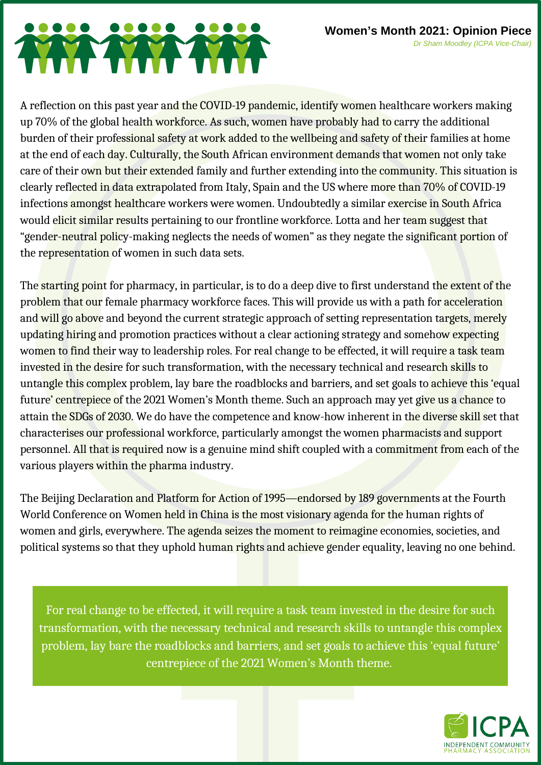**Women's Month 2021: Opinion Piece**

*Dr Sham Moodley (ICPA Vice-Chair)*

A reflection on this past year and the COVID-19 pandemic, identify women healthcare workers making up 70% of the global health workforce. As such, women have probably had to carry the additional burden of their professional safety at work added to the wellbeing and safety of their families at home at the end of each day. Culturally, the South African environment demands that women not only take care of their own but their extended family and further extending into the community. This situation is clearly reflected in data extrapolated from Italy, Spain and the US where more than 70% of COVID-19 infections amongst healthcare workers were women. Undoubtedly a similar exercise in South Africa would elicit similar results pertaining to our frontline workforce. Lotta and her team suggest that "gender-neutral policy-making neglects the needs of women" as they negate the significant portion of the representation of women in such data sets.

The starting point for pharmacy, in particular, is to do a deep dive to first understand the extent of the problem that our female pharmacy workforce faces. This will provide us with a path for acceleration and will go above and beyond the current strategic approach of setting representation targets, merely updating hiring and promotion practices without a clear actioning strategy and somehow expecting women to find their way to leadership roles. For real change to be effected, it will require a task team invested in the desire for such transformation, with the necessary technical and research skills to untangle this complex problem, lay bare the roadblocks and barriers, and set goals to achieve this 'equal future' centrepiece of the 2021 Women's Month theme. Such an approach may yet give us a chance to attain the SDGs of 2030. We do have the competence and know-how inherent in the diverse skill set that characterises our professional workforce, particularly amongst the women pharmacists and support personnel. All that is required now is a genuine mind shift coupled with a commitment from each of the various players within the pharma industry.

The Beijing Declaration and Platform for Action of 1995—endorsed by 189 governments at the Fourth World Conference on Women held in China is the most visionary agenda for the human rights of women and girls, everywhere. The agenda seizes the moment to reimagine economies, societies, and political systems so that they uphold human rights and achieve gender equality, leaving no one behind.

> For real change to be effected, it will require a task team invested in the desire for such transformation, with the necessary technical and research skills to untangle this complex problem, lay bare the roadblocks and barriers, and set goals to achieve this 'equal future' centrepiece of the 2021 Women's Month theme.

ICPA
INDEPENDENT COMMUNITY PHARMACY ASSOCIATION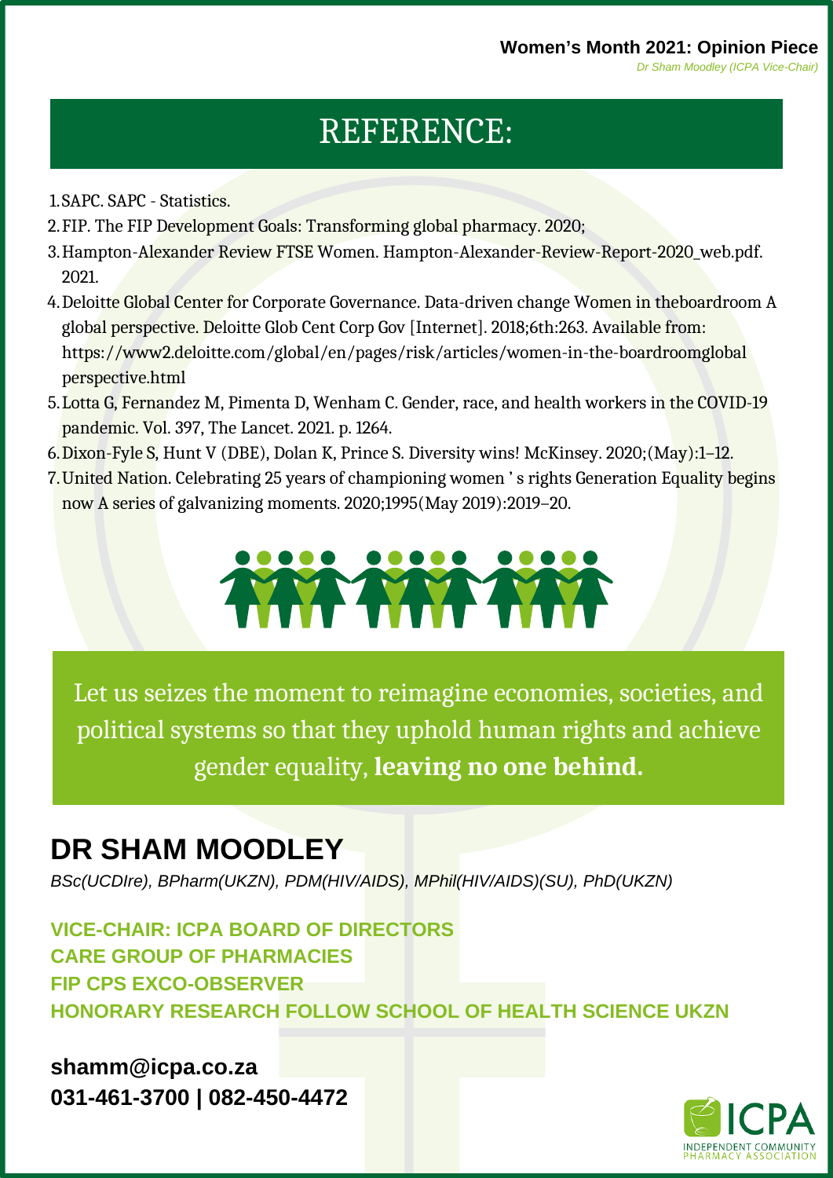## REFERENCE:

1. SAPC. SAPC - Statistics.
2. FIP. The FIP Development Goals: Transforming global pharmacy. 2020;
3. Hampton-Alexander Review FTSE Women. Hampton-Alexander-Review-Report-2020_web.pdf. 2021.
4. Deloitte Global Center for Corporate Governance. Data-driven change Women in theboardroom A global perspective. Deloitte Glob Cent Corp Gov [Internet]. 2018;6th:263. Available from: https://www2.deloitte.com/global/en/pages/risk/articles/women-in-the-boardroomglobal perspective.html
5. Lotta G, Fernandez M, Pimenta D, Wenham C. Gender, race, and health workers in the COVID-19 pandemic. Vol. 397, The Lancet. 2021. p. 1264.
6. Dixon-Fyle S, Hunt V (DBE), Dolan K, Prince S. Diversity wins! McKinsey. 2020;(May):1–12.
7. United Nation. Celebrating 25 years of championing women ' s rights Generation Equality begins now A series of galvanizing moments. 2020;1995(May 2019):2019–20.

Let us seizes the moment to reimagine economies, societies, and political systems so that they uphold human rights and achieve gender equality, **leaving no one behind.**

## DR SHAM MOODLEY

*BSc(UCDIre), BPharm(UKZN), PDM(HIV/AIDS), MPhil(HIV/AIDS)(SU), PhD(UKZN)*

**VICE-CHAIR: ICPA BOARD OF DIRECTORS**
**CARE GROUP OF PHARMACIES**
**FIP CPS EXCO-OBSERVER**
**HONORARY RESEARCH FOLLOW SCHOOL OF HEALTH SCIENCE UKZN**

**shamm@icpa.co.za**
**031-461-3700 | 082-450-4472**

ICPA
INDEPENDENT COMMUNITY PHARMACY ASSOCIATION